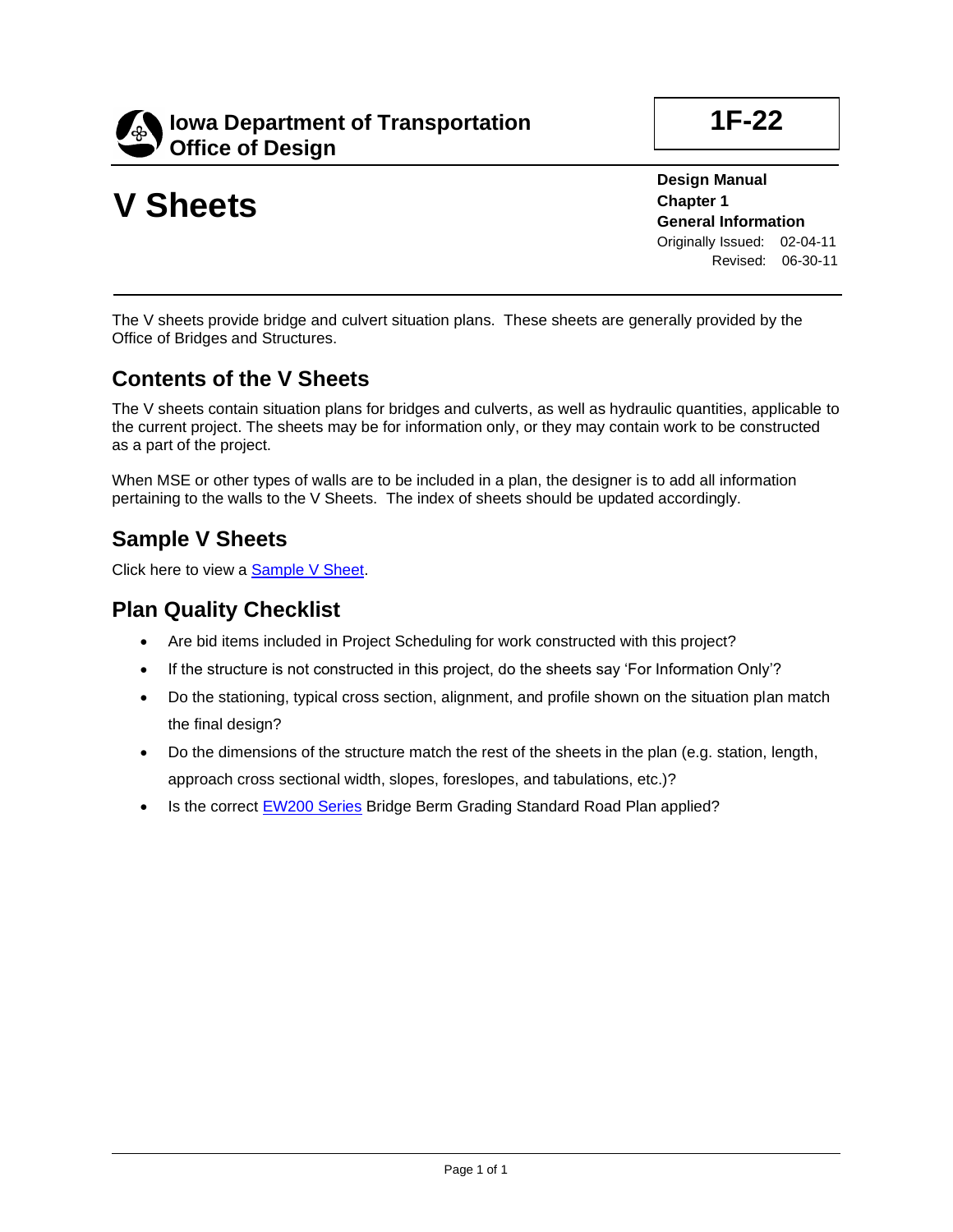**Iowa Department of Transportation**
**Office of Design**

**1F-22**

# V Sheets

**Design Manual**
**Chapter 1**
**General Information**
Originally Issued: 02-04-11
Revised: 06-30-11

The V sheets provide bridge and culvert situation plans. These sheets are generally provided by the Office of Bridges and Structures.

## Contents of the V Sheets

The V sheets contain situation plans for bridges and culverts, as well as hydraulic quantities, applicable to the current project. The sheets may be for information only, or they may contain work to be constructed as a part of the project.

When MSE or other types of walls are to be included in a plan, the designer is to add all information pertaining to the walls to the V Sheets. The index of sheets should be updated accordingly.

## Sample V Sheets

Click here to view a Sample V Sheet.

## Plan Quality Checklist

- Are bid items included in Project Scheduling for work constructed with this project?
- If the structure is not constructed in this project, do the sheets say 'For Information Only'?
- Do the stationing, typical cross section, alignment, and profile shown on the situation plan match the final design?
- Do the dimensions of the structure match the rest of the sheets in the plan (e.g. station, length, approach cross sectional width, slopes, foreslopes, and tabulations, etc.)?
- Is the correct EW200 Series Bridge Berm Grading Standard Road Plan applied?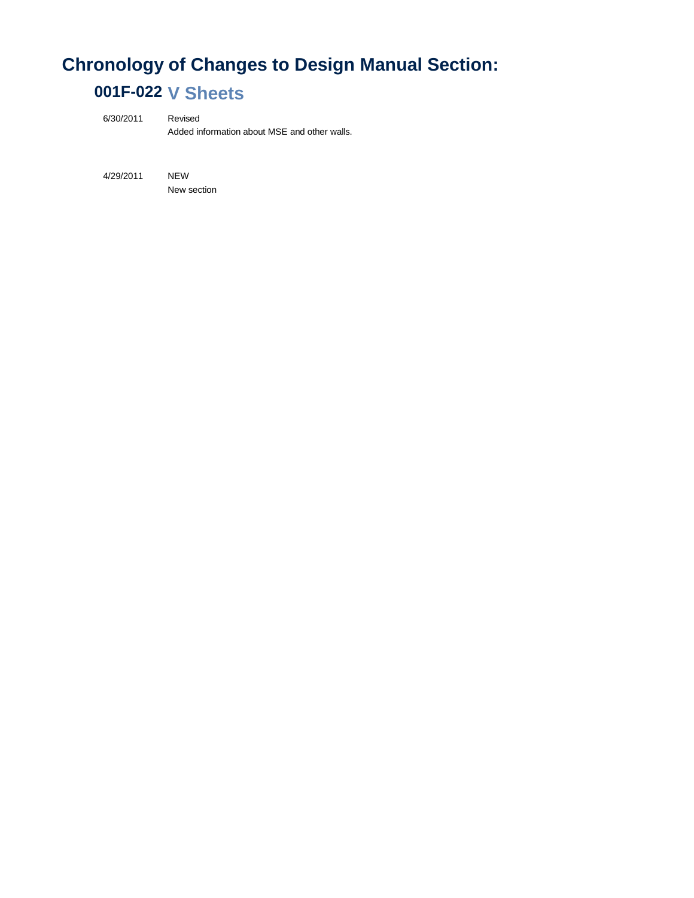# Chronology of Changes to Design Manual Section:

## 001F-022 V Sheets

| | | |
|---|---|---|
| 6/30/2011 | Revised<br>Added information about MSE and other walls. | |
| 4/29/2011 | NEW<br>New section | |